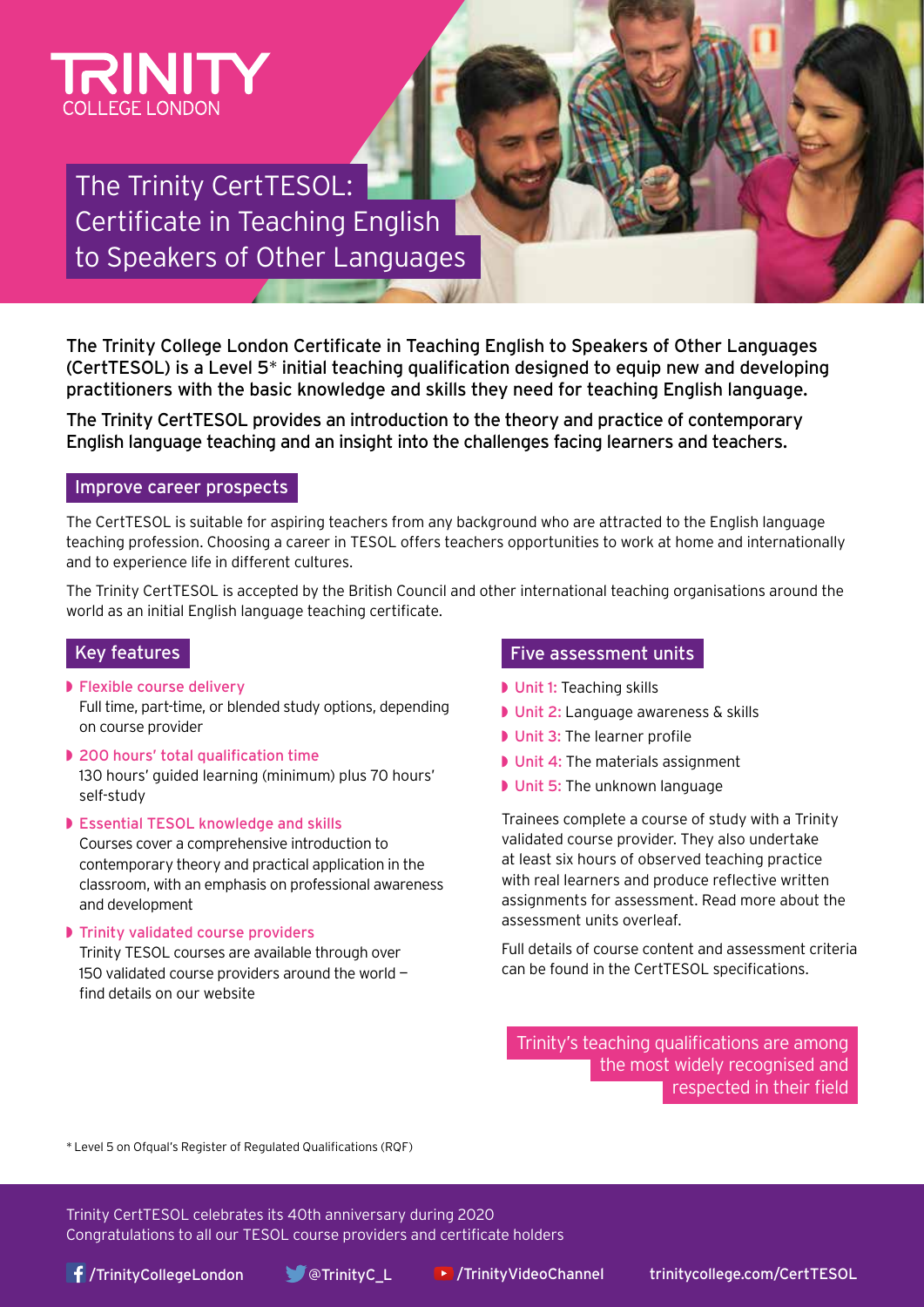TRINITY
COLLEGE LONDON

# The Trinity CertTESOL: Certificate in Teaching English to Speakers of Other Languages

**The Trinity College London Certificate in Teaching English to Speakers of Other Languages (CertTESOL) is a Level 5* initial teaching qualification designed to equip new and developing practitioners with the basic knowledge and skills they need for teaching English language.**

**The Trinity CertTESOL provides an introduction to the theory and practice of contemporary English language teaching and an insight into the challenges facing learners and teachers.**

## Improve career prospects

The CertTESOL is suitable for aspiring teachers from any background who are attracted to the English language teaching profession. Choosing a career in TESOL offers teachers opportunities to work at home and internationally and to experience life in different cultures.

The Trinity CertTESOL is accepted by the British Council and other international teaching organisations around the world as an initial English language teaching certificate.

## Key features

- **Flexible course delivery**
  Full time, part-time, or blended study options, depending on course provider
- **200 hours' total qualification time**
  130 hours' guided learning (minimum) plus 70 hours' self-study
- **Essential TESOL knowledge and skills**
  Courses cover a comprehensive introduction to contemporary theory and practical application in the classroom, with an emphasis on professional awareness and development
- **Trinity validated course providers**
  Trinity TESOL courses are available through over 150 validated course providers around the world – find details on our website

## Five assessment units

- **Unit 1:** Teaching skills
- **Unit 2:** Language awareness & skills
- **Unit 3:** The learner profile
- **Unit 4:** The materials assignment
- **Unit 5:** The unknown language

Trainees complete a course of study with a Trinity validated course provider. They also undertake at least six hours of observed teaching practice with real learners and produce reflective written assignments for assessment. Read more about the assessment units overleaf.

Full details of course content and assessment criteria can be found in the CertTESOL specifications.

Trinity's teaching qualifications are among the most widely recognised and respected in their field

* Level 5 on Ofqual's Register of Regulated Qualifications (RQF)

Trinity CertTESOL celebrates its 40th anniversary during 2020
Congratulations to all our TESOL course providers and certificate holders

/TrinityCollegeLondon @TrinityC_L /TrinityVideoChannel trinitycollege.com/CertTESOL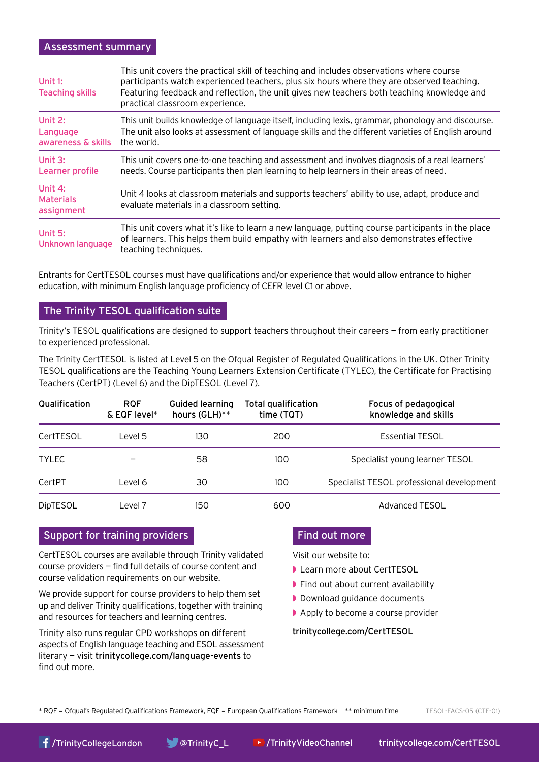## Assessment summary

| | |
|---|---|
| Unit 1: Teaching skills | This unit covers the practical skill of teaching and includes observations where course participants watch experienced teachers, plus six hours where they are observed teaching. Featuring feedback and reflection, the unit gives new teachers both teaching knowledge and practical classroom experience. |
| Unit 2: Language awareness & skills | This unit builds knowledge of language itself, including lexis, grammar, phonology and discourse. The unit also looks at assessment of language skills and the different varieties of English around the world. |
| Unit 3: Learner profile | This unit covers one-to-one teaching and assessment and involves diagnosis of a real learners' needs. Course participants then plan learning to help learners in their areas of need. |
| Unit 4: Materials assignment | Unit 4 looks at classroom materials and supports teachers' ability to use, adapt, produce and evaluate materials in a classroom setting. |
| Unit 5: Unknown language | This unit covers what it's like to learn a new language, putting course participants in the place of learners. This helps them build empathy with learners and also demonstrates effective teaching techniques. |

Entrants for CertTESOL courses must have qualifications and/or experience that would allow entrance to higher education, with minimum English language proficiency of CEFR level C1 or above.

## The Trinity TESOL qualification suite

Trinity's TESOL qualifications are designed to support teachers throughout their careers — from early practitioner to experienced professional.

The Trinity CertTESOL is listed at Level 5 on the Ofqual Register of Regulated Qualifications in the UK. Other Trinity TESOL qualifications are the Teaching Young Learners Extension Certificate (TYLEC), the Certificate for Practising Teachers (CertPT) (Level 6) and the DipTESOL (Level 7).

| Qualification | RQF & EQF level* | Guided learning hours (GLH)** | Total qualification time (TQT) | Focus of pedagogical knowledge and skills |
|---|---|---|---|---|
| CertTESOL | Level 5 | 130 | 200 | Essential TESOL |
| TYLEC | – | 58 | 100 | Specialist young learner TESOL |
| CertPT | Level 6 | 30 | 100 | Specialist TESOL professional development |
| DipTESOL | Level 7 | 150 | 600 | Advanced TESOL |

## Support for training providers

CertTESOL courses are available through Trinity validated course providers — find full details of course content and course validation requirements on our website.

We provide support for course providers to help them set up and deliver Trinity qualifications, together with training and resources for teachers and learning centres.

Trinity also runs regular CPD workshops on different aspects of English language teaching and ESOL assessment literary — visit **trinitycollege.com/language-events** to find out more.

## Find out more

Visit our website to:

- Learn more about CertTESOL
- Find out about current availability
- Download guidance documents
- Apply to become a course provider

**trinitycollege.com/CertTESOL**

\* RQF = Ofqual's Regulated Qualifications Framework, EQF = European Qualifications Framework  ** minimum time

TESOL-FACS-05 (CTE-01)

/TrinityCollegeLondon   @TrinityC_L   /TrinityVideoChannel   trinitycollege.com/CertTESOL